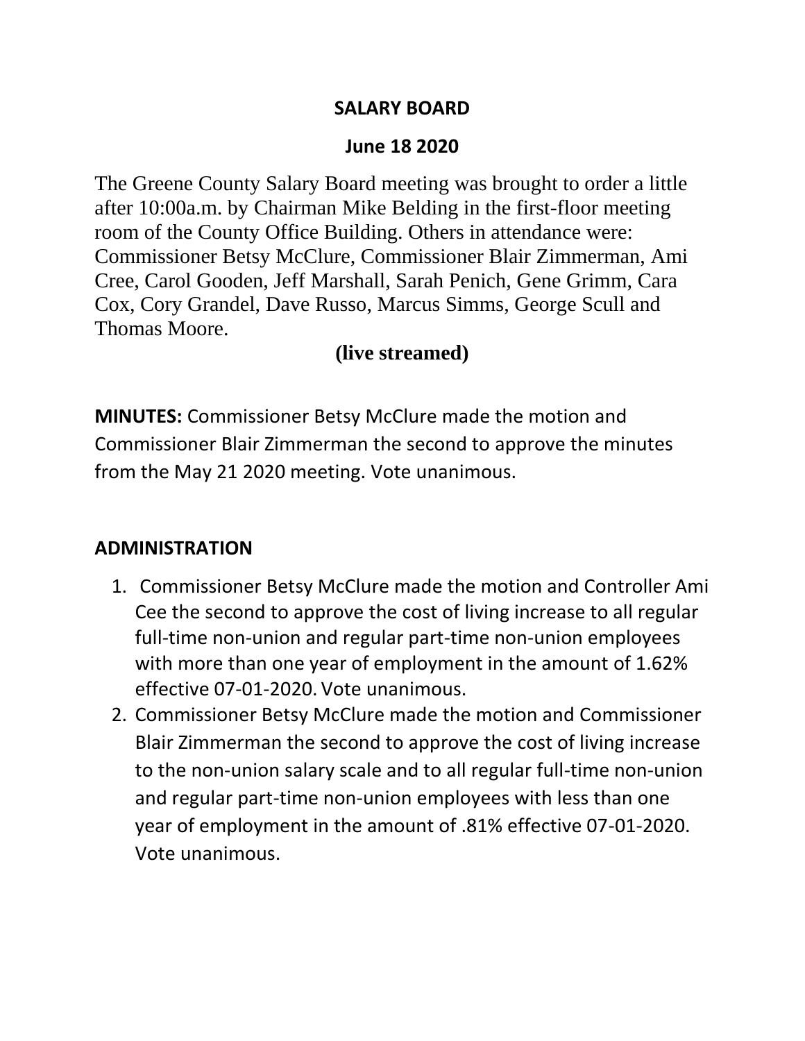# SALARY BOARD

## June 18 2020

The Greene County Salary Board meeting was brought to order a little after 10:00a.m. by Chairman Mike Belding in the first-floor meeting room of the County Office Building. Others in attendance were: Commissioner Betsy McClure, Commissioner Blair Zimmerman, Ami Cree, Carol Gooden, Jeff Marshall, Sarah Penich, Gene Grimm, Cara Cox, Cory Grandel, Dave Russo, Marcus Simms, George Scull and Thomas Moore.

**(live streamed)**

**MINUTES:** Commissioner Betsy McClure made the motion and Commissioner Blair Zimmerman the second to approve the minutes from the May 21 2020 meeting. Vote unanimous.

**ADMINISTRATION**

1. Commissioner Betsy McClure made the motion and Controller Ami Cee the second to approve the cost of living increase to all regular full-time non-union and regular part-time non-union employees with more than one year of employment in the amount of 1.62% effective 07-01-2020. Vote unanimous.
2. Commissioner Betsy McClure made the motion and Commissioner Blair Zimmerman the second to approve the cost of living increase to the non-union salary scale and to all regular full-time non-union and regular part-time non-union employees with less than one year of employment in the amount of .81% effective 07-01-2020. Vote unanimous.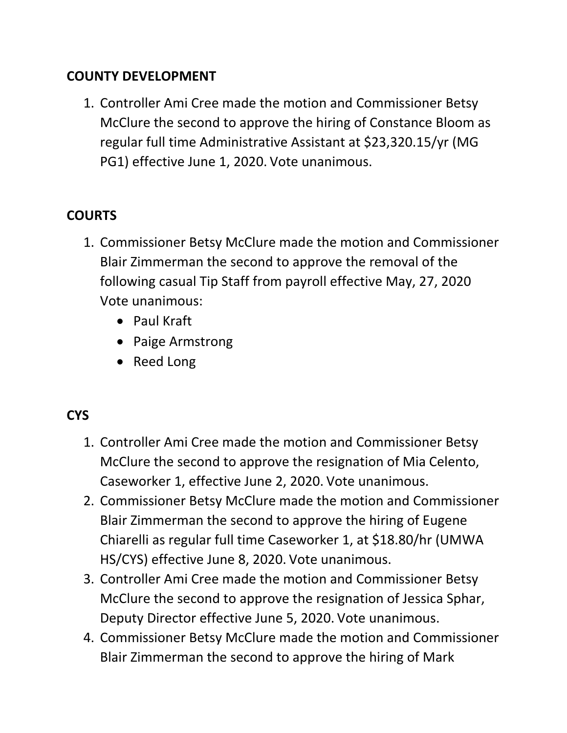**COUNTY DEVELOPMENT**

1. Controller Ami Cree made the motion and Commissioner Betsy McClure the second to approve the hiring of Constance Bloom as regular full time Administrative Assistant at $23,320.15/yr (MG PG1) effective June 1, 2020. Vote unanimous.

**COURTS**

1. Commissioner Betsy McClure made the motion and Commissioner Blair Zimmerman the second to approve the removal of the following casual Tip Staff from payroll effective May, 27, 2020 Vote unanimous:
   - Paul Kraft
   - Paige Armstrong
   - Reed Long

**CYS**

1. Controller Ami Cree made the motion and Commissioner Betsy McClure the second to approve the resignation of Mia Celento, Caseworker 1, effective June 2, 2020. Vote unanimous.
2. Commissioner Betsy McClure made the motion and Commissioner Blair Zimmerman the second to approve the hiring of Eugene Chiarelli as regular full time Caseworker 1, at $18.80/hr (UMWA HS/CYS) effective June 8, 2020. Vote unanimous.
3. Controller Ami Cree made the motion and Commissioner Betsy McClure the second to approve the resignation of Jessica Sphar, Deputy Director effective June 5, 2020. Vote unanimous.
4. Commissioner Betsy McClure made the motion and Commissioner Blair Zimmerman the second to approve the hiring of Mark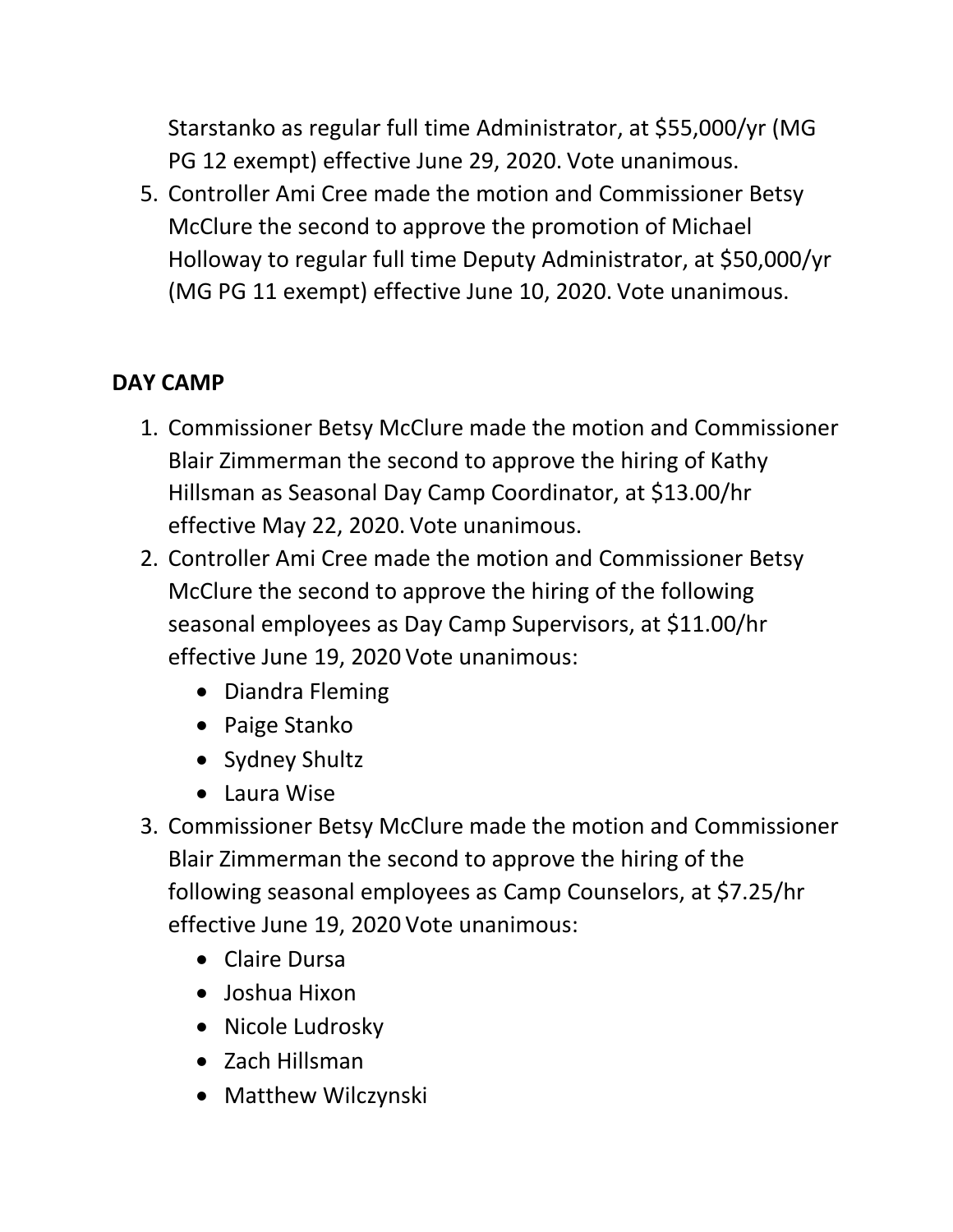Starstanko as regular full time Administrator, at $55,000/yr (MG PG 12 exempt) effective June 29, 2020. Vote unanimous.

5. Controller Ami Cree made the motion and Commissioner Betsy McClure the second to approve the promotion of Michael Holloway to regular full time Deputy Administrator, at $50,000/yr (MG PG 11 exempt) effective June 10, 2020. Vote unanimous.

**DAY CAMP**

1. Commissioner Betsy McClure made the motion and Commissioner Blair Zimmerman the second to approve the hiring of Kathy Hillsman as Seasonal Day Camp Coordinator, at $13.00/hr effective May 22, 2020. Vote unanimous.
2. Controller Ami Cree made the motion and Commissioner Betsy McClure the second to approve the hiring of the following seasonal employees as Day Camp Supervisors, at $11.00/hr effective June 19, 2020 Vote unanimous:
   - Diandra Fleming
   - Paige Stanko
   - Sydney Shultz
   - Laura Wise
3. Commissioner Betsy McClure made the motion and Commissioner Blair Zimmerman the second to approve the hiring of the following seasonal employees as Camp Counselors, at $7.25/hr effective June 19, 2020 Vote unanimous:
   - Claire Dursa
   - Joshua Hixon
   - Nicole Ludrosky
   - Zach Hillsman
   - Matthew Wilczynski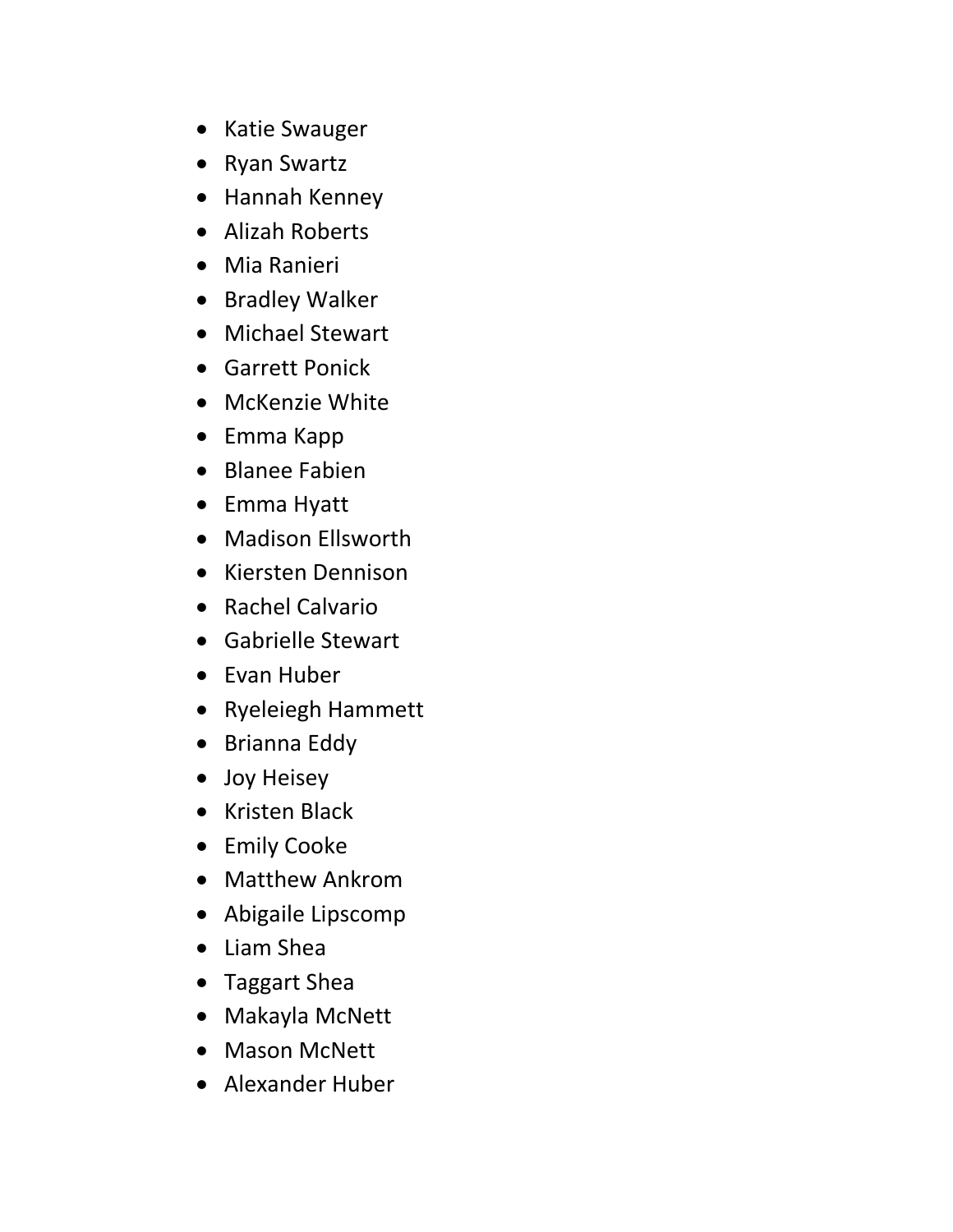- Katie Swauger
- Ryan Swartz
- Hannah Kenney
- Alizah Roberts
- Mia Ranieri
- Bradley Walker
- Michael Stewart
- Garrett Ponick
- McKenzie White
- Emma Kapp
- Blanee Fabien
- Emma Hyatt
- Madison Ellsworth
- Kiersten Dennison
- Rachel Calvario
- Gabrielle Stewart
- Evan Huber
- Ryeleiegh Hammett
- Brianna Eddy
- Joy Heisey
- Kristen Black
- Emily Cooke
- Matthew Ankrom
- Abigaile Lipscomp
- Liam Shea
- Taggart Shea
- Makayla McNett
- Mason McNett
- Alexander Huber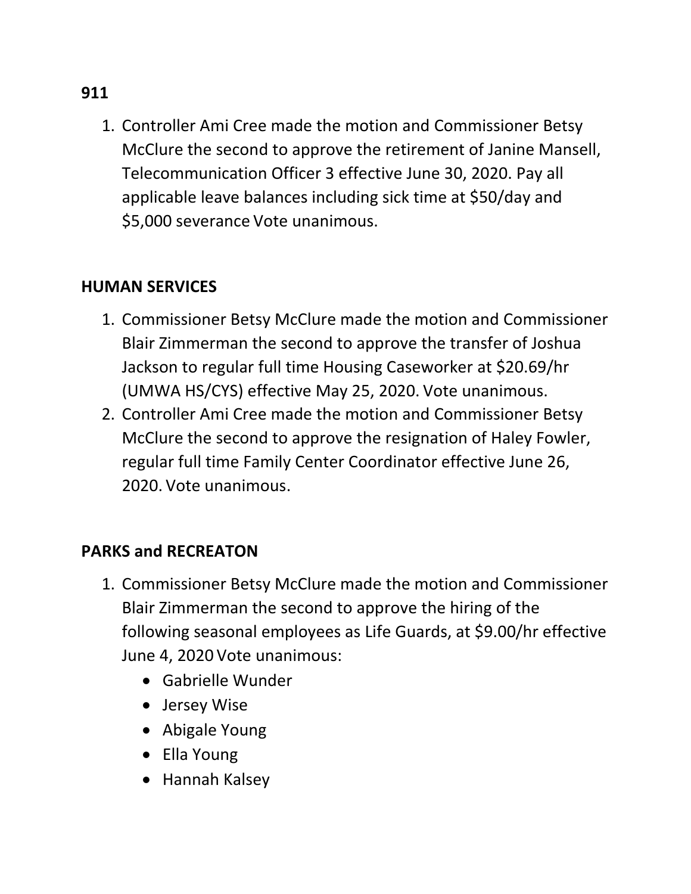**911**

1. Controller Ami Cree made the motion and Commissioner Betsy McClure the second to approve the retirement of Janine Mansell, Telecommunication Officer 3 effective June 30, 2020. Pay all applicable leave balances including sick time at $50/day and $5,000 severance Vote unanimous.

**HUMAN SERVICES**

1. Commissioner Betsy McClure made the motion and Commissioner Blair Zimmerman the second to approve the transfer of Joshua Jackson to regular full time Housing Caseworker at $20.69/hr (UMWA HS/CYS) effective May 25, 2020. Vote unanimous.
2. Controller Ami Cree made the motion and Commissioner Betsy McClure the second to approve the resignation of Haley Fowler, regular full time Family Center Coordinator effective June 26, 2020. Vote unanimous.

**PARKS and RECREATON**

1. Commissioner Betsy McClure made the motion and Commissioner Blair Zimmerman the second to approve the hiring of the following seasonal employees as Life Guards, at $9.00/hr effective June 4, 2020 Vote unanimous:
   - Gabrielle Wunder
   - Jersey Wise
   - Abigale Young
   - Ella Young
   - Hannah Kalsey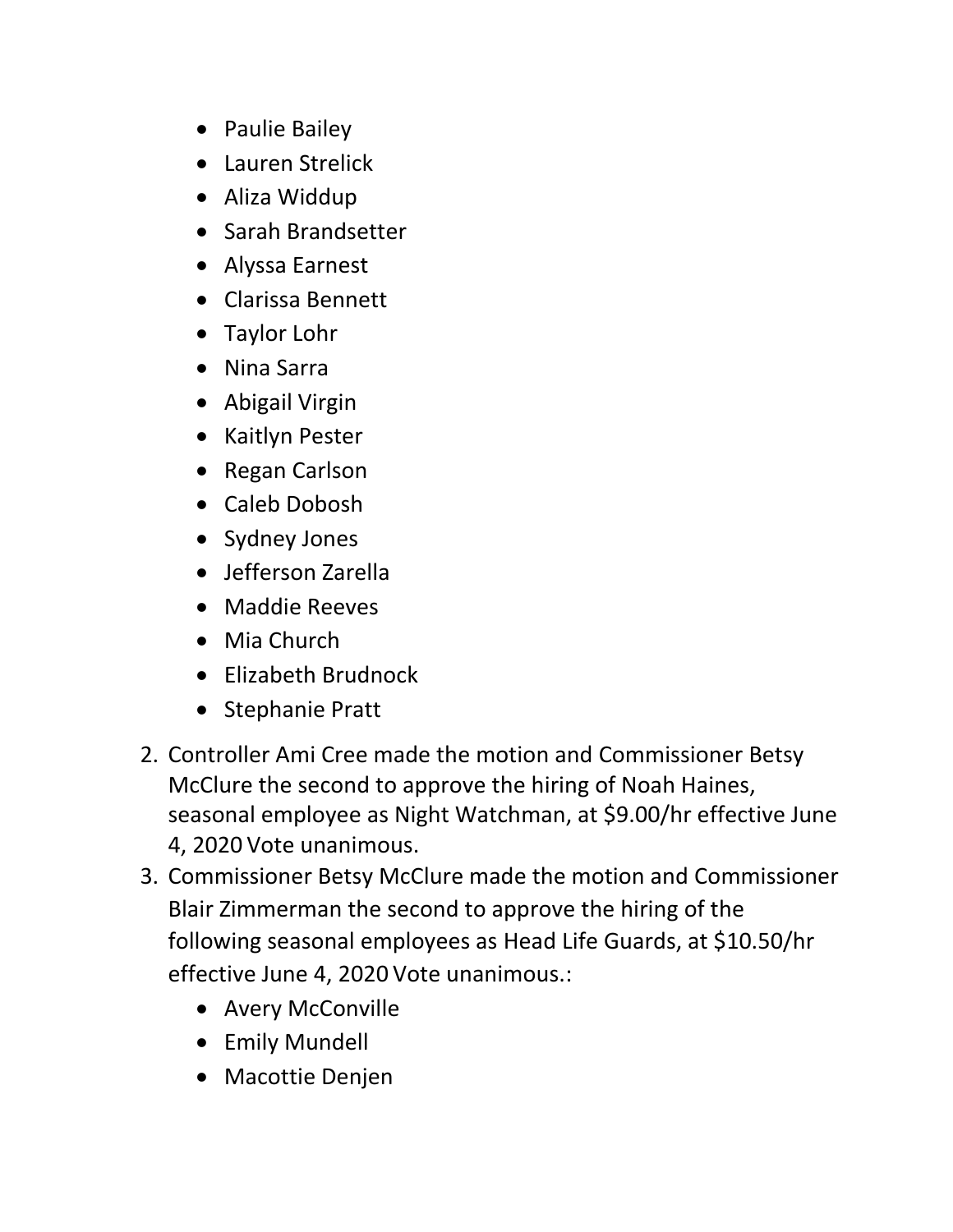- Paulie Bailey
- Lauren Strelick
- Aliza Widdup
- Sarah Brandsetter
- Alyssa Earnest
- Clarissa Bennett
- Taylor Lohr
- Nina Sarra
- Abigail Virgin
- Kaitlyn Pester
- Regan Carlson
- Caleb Dobosh
- Sydney Jones
- Jefferson Zarella
- Maddie Reeves
- Mia Church
- Elizabeth Brudnock
- Stephanie Pratt

2. Controller Ami Cree made the motion and Commissioner Betsy McClure the second to approve the hiring of Noah Haines, seasonal employee as Night Watchman, at $9.00/hr effective June 4, 2020 Vote unanimous.
3. Commissioner Betsy McClure made the motion and Commissioner Blair Zimmerman the second to approve the hiring of the following seasonal employees as Head Life Guards, at $10.50/hr effective June 4, 2020 Vote unanimous.:
   - Avery McConville
   - Emily Mundell
   - Macottie Denjen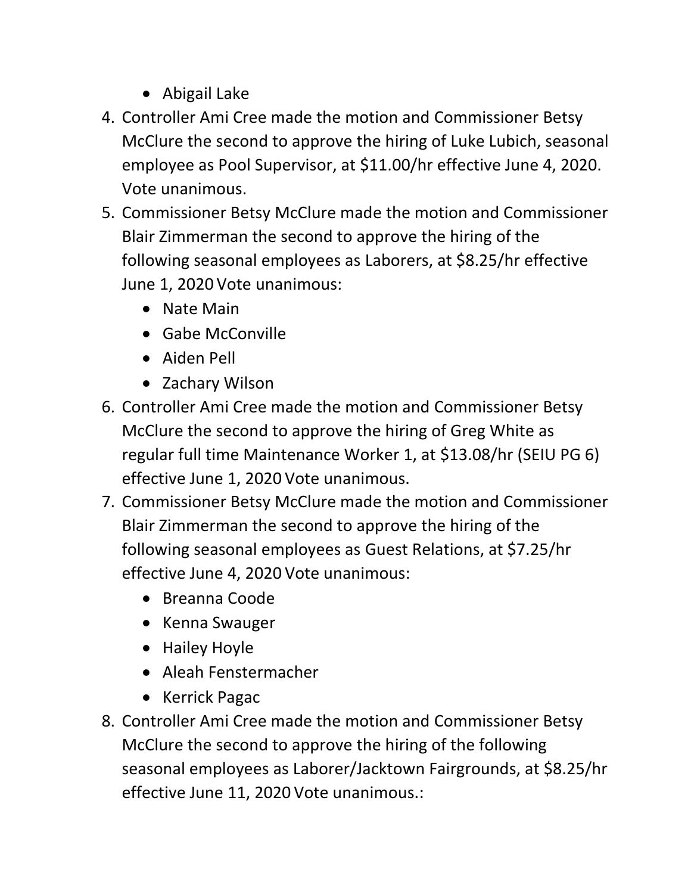- Abigail Lake

4. Controller Ami Cree made the motion and Commissioner Betsy McClure the second to approve the hiring of Luke Lubich, seasonal employee as Pool Supervisor, at $11.00/hr effective June 4, 2020. Vote unanimous.
5. Commissioner Betsy McClure made the motion and Commissioner Blair Zimmerman the second to approve the hiring of the following seasonal employees as Laborers, at $8.25/hr effective June 1, 2020 Vote unanimous:
   - Nate Main
   - Gabe McConville
   - Aiden Pell
   - Zachary Wilson
6. Controller Ami Cree made the motion and Commissioner Betsy McClure the second to approve the hiring of Greg White as regular full time Maintenance Worker 1, at $13.08/hr (SEIU PG 6) effective June 1, 2020 Vote unanimous.
7. Commissioner Betsy McClure made the motion and Commissioner Blair Zimmerman the second to approve the hiring of the following seasonal employees as Guest Relations, at $7.25/hr effective June 4, 2020 Vote unanimous:
   - Breanna Coode
   - Kenna Swauger
   - Hailey Hoyle
   - Aleah Fenstermacher
   - Kerrick Pagac
8. Controller Ami Cree made the motion and Commissioner Betsy McClure the second to approve the hiring of the following seasonal employees as Laborer/Jacktown Fairgrounds, at $8.25/hr effective June 11, 2020 Vote unanimous.: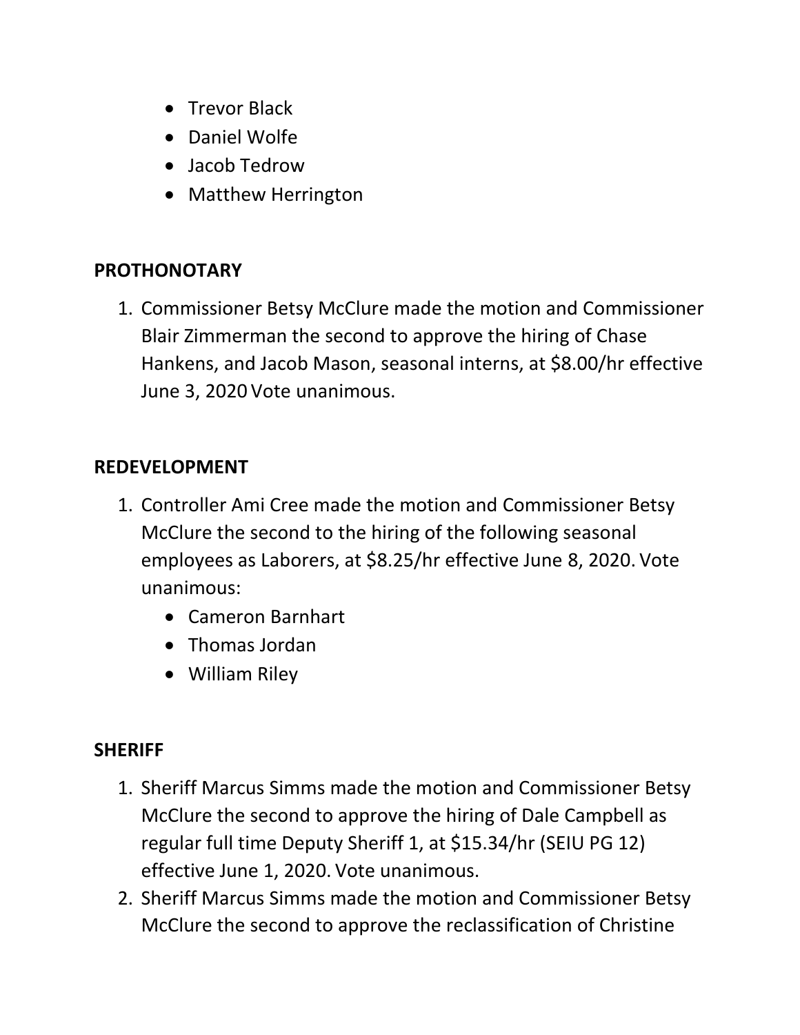- Trevor Black
- Daniel Wolfe
- Jacob Tedrow
- Matthew Herrington

**PROTHONOTARY**

1. Commissioner Betsy McClure made the motion and Commissioner Blair Zimmerman the second to approve the hiring of Chase Hankens, and Jacob Mason, seasonal interns, at $8.00/hr effective June 3, 2020 Vote unanimous.

**REDEVELOPMENT**

1. Controller Ami Cree made the motion and Commissioner Betsy McClure the second to the hiring of the following seasonal employees as Laborers, at $8.25/hr effective June 8, 2020. Vote unanimous:
   - Cameron Barnhart
   - Thomas Jordan
   - William Riley

**SHERIFF**

1. Sheriff Marcus Simms made the motion and Commissioner Betsy McClure the second to approve the hiring of Dale Campbell as regular full time Deputy Sheriff 1, at $15.34/hr (SEIU PG 12) effective June 1, 2020. Vote unanimous.
2. Sheriff Marcus Simms made the motion and Commissioner Betsy McClure the second to approve the reclassification of Christine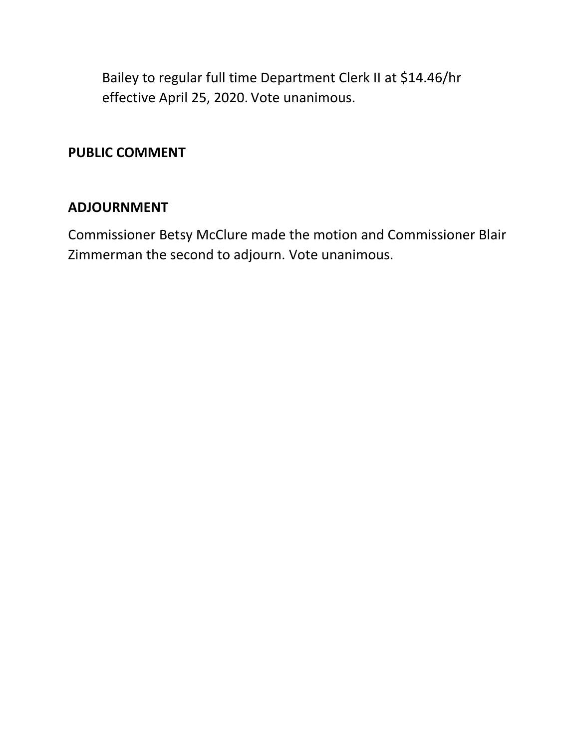Bailey to regular full time Department Clerk II at $14.46/hr effective April 25, 2020. Vote unanimous.

**PUBLIC COMMENT**

**ADJOURNMENT**

Commissioner Betsy McClure made the motion and Commissioner Blair Zimmerman the second to adjourn. Vote unanimous.